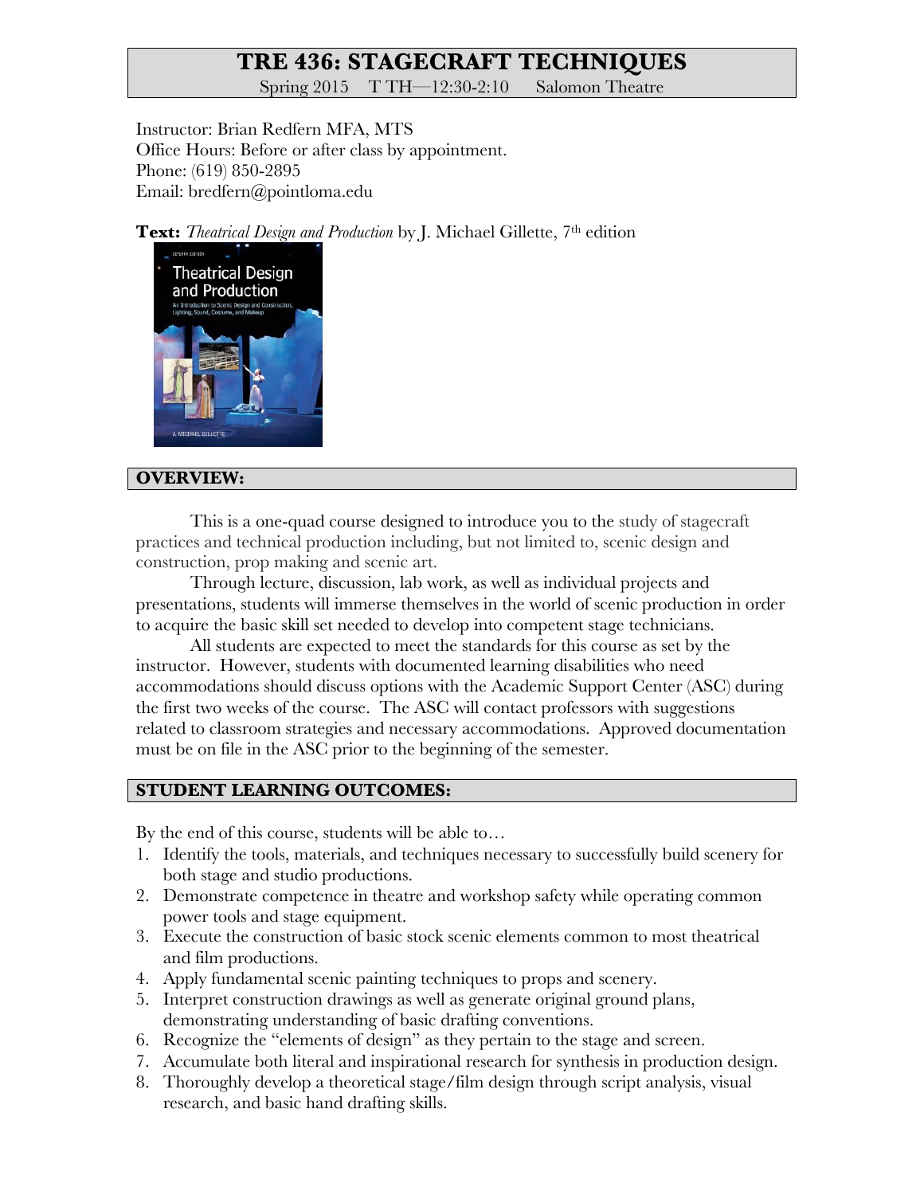# TRE 436: STAGECRAFT TECHNIQUES

Spring 2015 T TH—12:30-2:10 Salomon Theatre

Instructor: Brian Redfern MFA, MTS
Office Hours: Before or after class by appointment.
Phone: (619) 850-2895
Email: bredfern@pointloma.edu

**Text:** *Theatrical Design and Production* by J. Michael Gillette, 7th edition

## OVERVIEW:

This is a one-quad course designed to introduce you to the study of stagecraft practices and technical production including, but not limited to, scenic design and construction, prop making and scenic art.

Through lecture, discussion, lab work, as well as individual projects and presentations, students will immerse themselves in the world of scenic production in order to acquire the basic skill set needed to develop into competent stage technicians.

All students are expected to meet the standards for this course as set by the instructor. However, students with documented learning disabilities who need accommodations should discuss options with the Academic Support Center (ASC) during the first two weeks of the course. The ASC will contact professors with suggestions related to classroom strategies and necessary accommodations. Approved documentation must be on file in the ASC prior to the beginning of the semester.

## STUDENT LEARNING OUTCOMES:

By the end of this course, students will be able to…

1. Identify the tools, materials, and techniques necessary to successfully build scenery for both stage and studio productions.
2. Demonstrate competence in theatre and workshop safety while operating common power tools and stage equipment.
3. Execute the construction of basic stock scenic elements common to most theatrical and film productions.
4. Apply fundamental scenic painting techniques to props and scenery.
5. Interpret construction drawings as well as generate original ground plans, demonstrating understanding of basic drafting conventions.
6. Recognize the "elements of design" as they pertain to the stage and screen.
7. Accumulate both literal and inspirational research for synthesis in production design.
8. Thoroughly develop a theoretical stage/film design through script analysis, visual research, and basic hand drafting skills.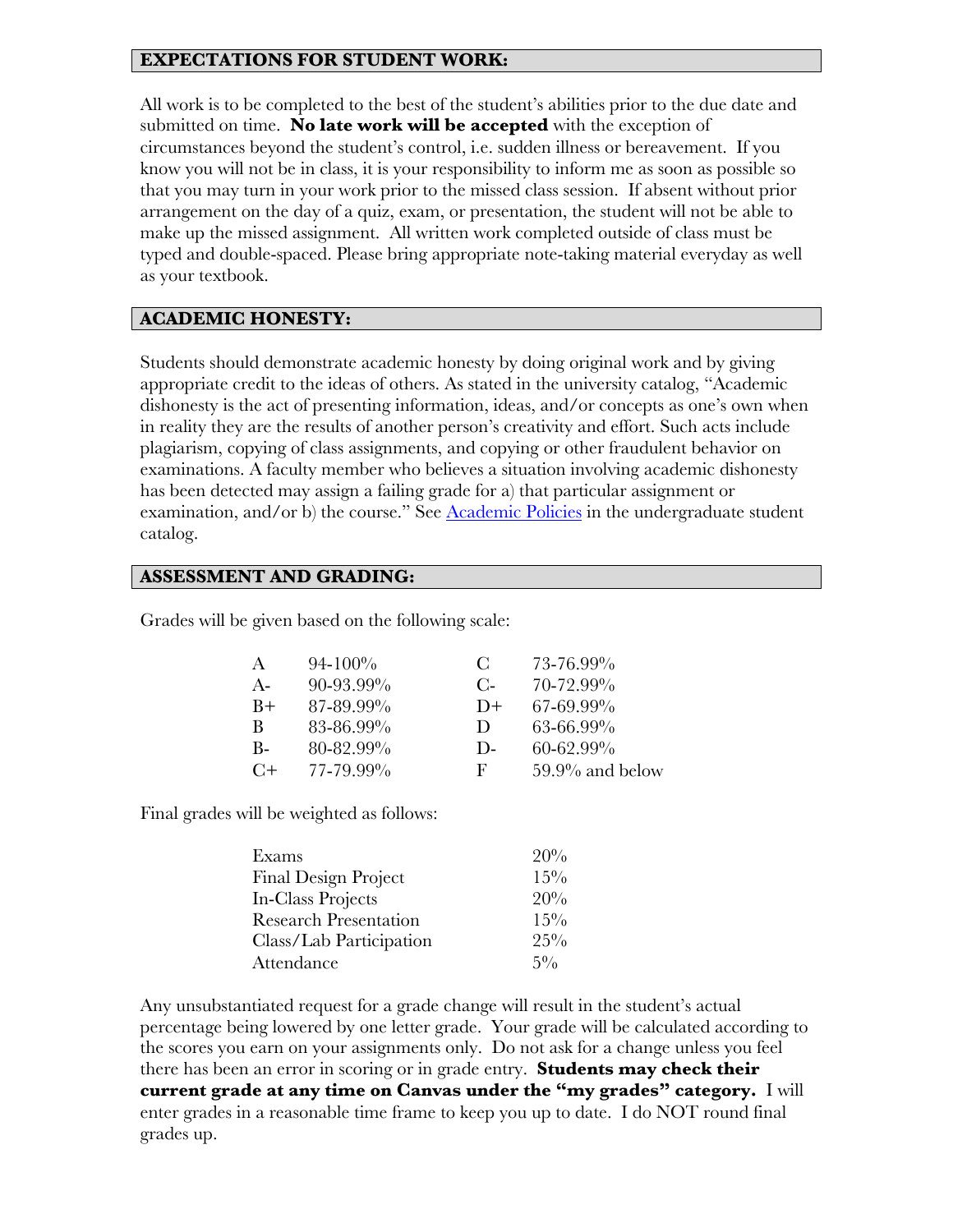## EXPECTATIONS FOR STUDENT WORK:

All work is to be completed to the best of the student's abilities prior to the due date and submitted on time. **No late work will be accepted** with the exception of circumstances beyond the student's control, i.e. sudden illness or bereavement. If you know you will not be in class, it is your responsibility to inform me as soon as possible so that you may turn in your work prior to the missed class session. If absent without prior arrangement on the day of a quiz, exam, or presentation, the student will not be able to make up the missed assignment. All written work completed outside of class must be typed and double-spaced. Please bring appropriate note-taking material everyday as well as your textbook.

## ACADEMIC HONESTY:

Students should demonstrate academic honesty by doing original work and by giving appropriate credit to the ideas of others. As stated in the university catalog, "Academic dishonesty is the act of presenting information, ideas, and/or concepts as one's own when in reality they are the results of another person's creativity and effort. Such acts include plagiarism, copying of class assignments, and copying or other fraudulent behavior on examinations. A faculty member who believes a situation involving academic dishonesty has been detected may assign a failing grade for a) that particular assignment or examination, and/or b) the course." See Academic Policies in the undergraduate student catalog.

## ASSESSMENT AND GRADING:

Grades will be given based on the following scale:

| Grade | Range | Grade | Range |
|---|---|---|---|
| A | 94-100% | C | 73-76.99% |
| A- | 90-93.99% | C- | 70-72.99% |
| B+ | 87-89.99% | D+ | 67-69.99% |
| B | 83-86.99% | D | 63-66.99% |
| B- | 80-82.99% | D- | 60-62.99% |
| C+ | 77-79.99% | F | 59.9% and below |

Final grades will be weighted as follows:

| Component | Weight |
|---|---|
| Exams | 20% |
| Final Design Project | 15% |
| In-Class Projects | 20% |
| Research Presentation | 15% |
| Class/Lab Participation | 25% |
| Attendance | 5% |

Any unsubstantiated request for a grade change will result in the student's actual percentage being lowered by one letter grade. Your grade will be calculated according to the scores you earn on your assignments only. Do not ask for a change unless you feel there has been an error in scoring or in grade entry. **Students may check their current grade at any time on Canvas under the "my grades" category.** I will enter grades in a reasonable time frame to keep you up to date. I do NOT round final grades up.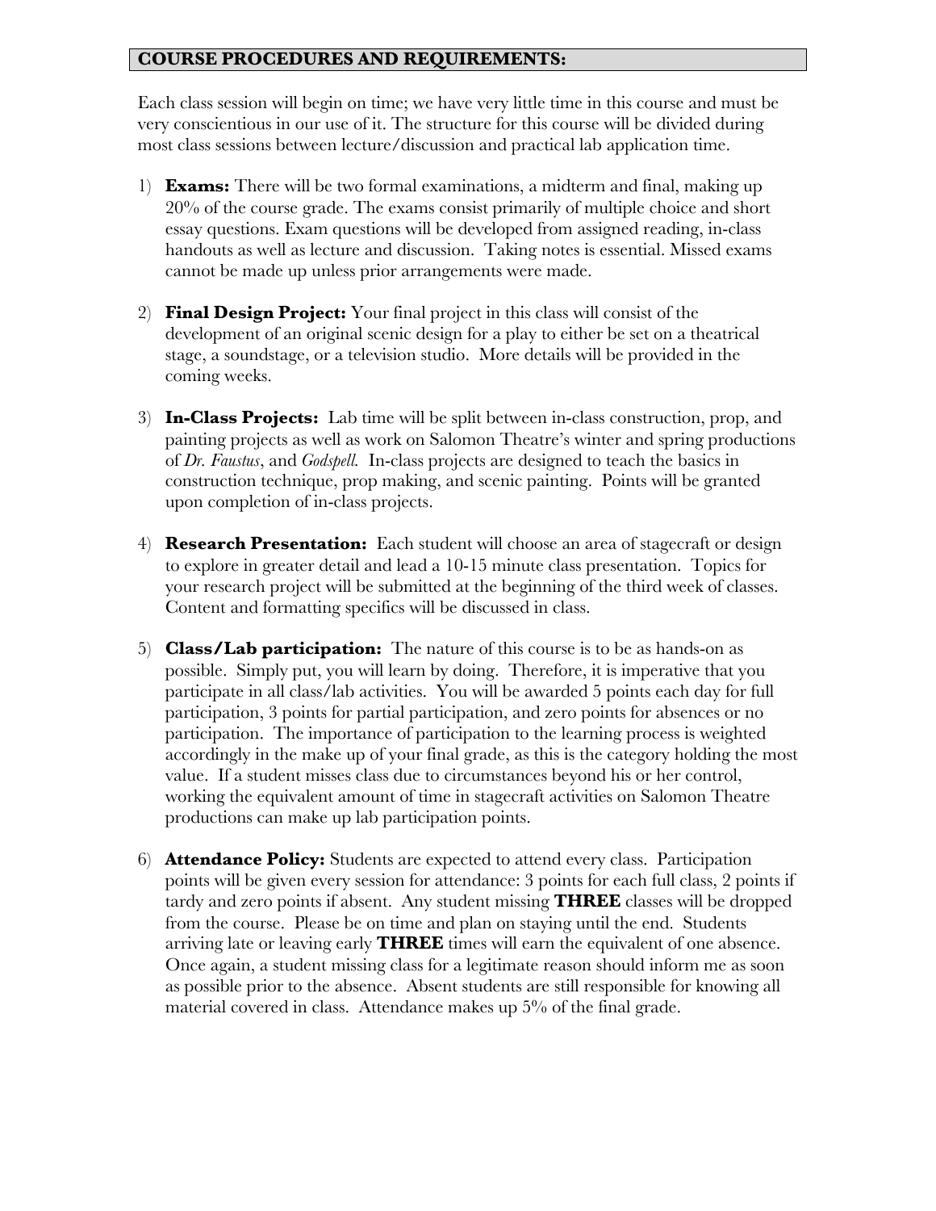## COURSE PROCEDURES AND REQUIREMENTS:

Each class session will begin on time; we have very little time in this course and must be very conscientious in our use of it. The structure for this course will be divided during most class sessions between lecture/discussion and practical lab application time.

1) **Exams:** There will be two formal examinations, a midterm and final, making up 20% of the course grade. The exams consist primarily of multiple choice and short essay questions. Exam questions will be developed from assigned reading, in-class handouts as well as lecture and discussion. Taking notes is essential. Missed exams cannot be made up unless prior arrangements were made.

2) **Final Design Project:** Your final project in this class will consist of the development of an original scenic design for a play to either be set on a theatrical stage, a soundstage, or a television studio. More details will be provided in the coming weeks.

3) **In-Class Projects:** Lab time will be split between in-class construction, prop, and painting projects as well as work on Salomon Theatre's winter and spring productions of *Dr. Faustus*, and *Godspell*. In-class projects are designed to teach the basics in construction technique, prop making, and scenic painting. Points will be granted upon completion of in-class projects.

4) **Research Presentation:** Each student will choose an area of stagecraft or design to explore in greater detail and lead a 10-15 minute class presentation. Topics for your research project will be submitted at the beginning of the third week of classes. Content and formatting specifics will be discussed in class.

5) **Class/Lab participation:** The nature of this course is to be as hands-on as possible. Simply put, you will learn by doing. Therefore, it is imperative that you participate in all class/lab activities. You will be awarded 5 points each day for full participation, 3 points for partial participation, and zero points for absences or no participation. The importance of participation to the learning process is weighted accordingly in the make up of your final grade, as this is the category holding the most value. If a student misses class due to circumstances beyond his or her control, working the equivalent amount of time in stagecraft activities on Salomon Theatre productions can make up lab participation points.

6) **Attendance Policy:** Students are expected to attend every class. Participation points will be given every session for attendance: 3 points for each full class, 2 points if tardy and zero points if absent. Any student missing **THREE** classes will be dropped from the course. Please be on time and plan on staying until the end. Students arriving late or leaving early **THREE** times will earn the equivalent of one absence. Once again, a student missing class for a legitimate reason should inform me as soon as possible prior to the absence. Absent students are still responsible for knowing all material covered in class. Attendance makes up 5% of the final grade.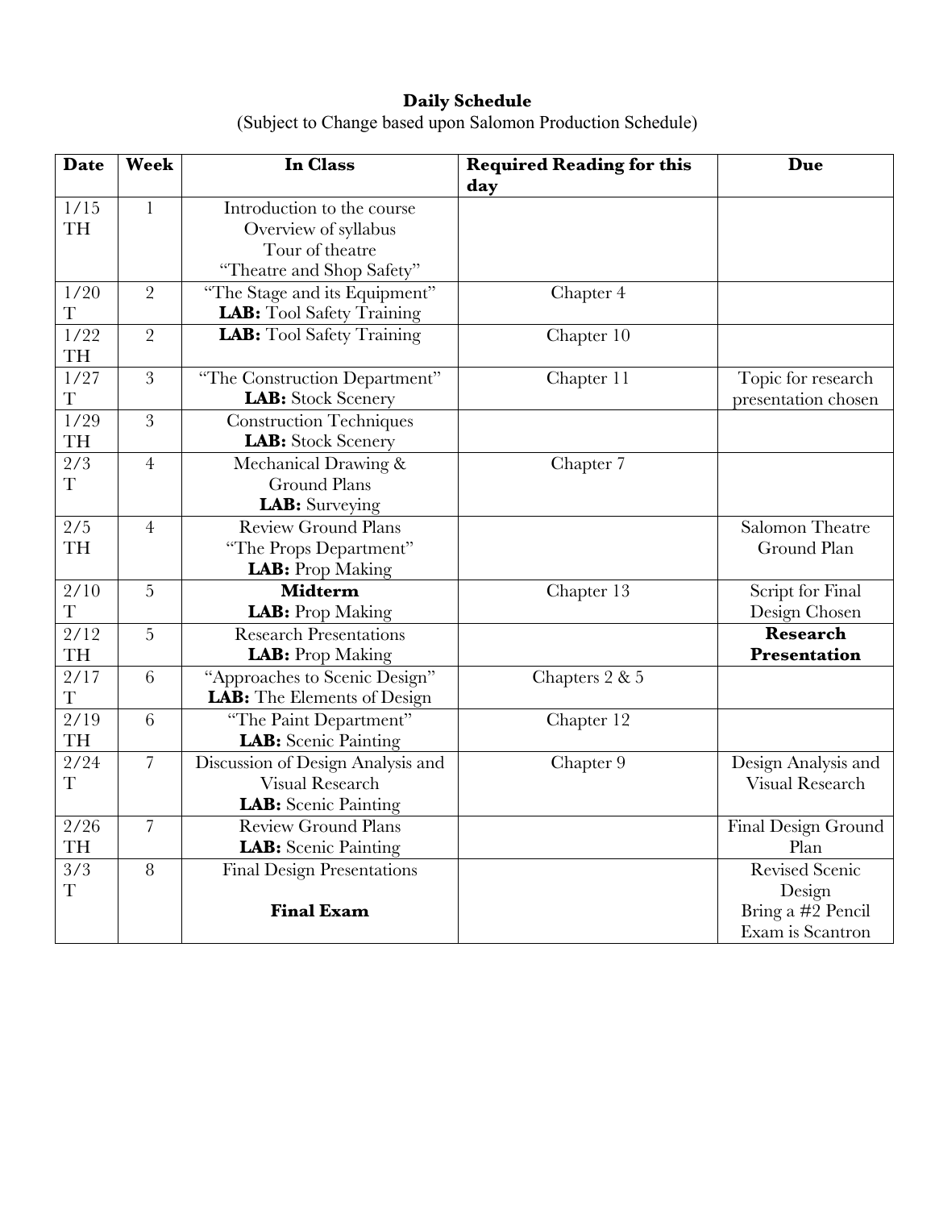**Daily Schedule**

(Subject to Change based upon Salomon Production Schedule)

| Date | Week | In Class | Required Reading for this day | Due |
|---|---|---|---|---|
| 1/15 TH | 1 | Introduction to the course<br>Overview of syllabus<br>Tour of theatre<br>"Theatre and Shop Safety" | | |
| 1/20 T | 2 | "The Stage and its Equipment"<br>**LAB:** Tool Safety Training | Chapter 4 | |
| 1/22 TH | 2 | **LAB:** Tool Safety Training | Chapter 10 | |
| 1/27 T | 3 | "The Construction Department"<br>**LAB:** Stock Scenery | Chapter 11 | Topic for research presentation chosen |
| 1/29 TH | 3 | Construction Techniques<br>**LAB:** Stock Scenery | | |
| 2/3 T | 4 | Mechanical Drawing & Ground Plans<br>**LAB:** Surveying | Chapter 7 | |
| 2/5 TH | 4 | Review Ground Plans<br>"The Props Department"<br>**LAB:** Prop Making | | Salomon Theatre Ground Plan |
| 2/10 T | 5 | **Midterm**<br>**LAB:** Prop Making | Chapter 13 | Script for Final Design Chosen |
| 2/12 TH | 5 | Research Presentations<br>**LAB:** Prop Making | | **Research Presentation** |
| 2/17 T | 6 | "Approaches to Scenic Design"<br>**LAB:** The Elements of Design | Chapters 2 & 5 | |
| 2/19 TH | 6 | "The Paint Department"<br>**LAB:** Scenic Painting | Chapter 12 | |
| 2/24 T | 7 | Discussion of Design Analysis and Visual Research<br>**LAB:** Scenic Painting | Chapter 9 | Design Analysis and Visual Research |
| 2/26 TH | 7 | Review Ground Plans<br>**LAB:** Scenic Painting | | Final Design Ground Plan |
| 3/3 T | 8 | Final Design Presentations<br><br>**Final Exam** | | Revised Scenic Design<br>Bring a #2 Pencil<br>Exam is Scantron |